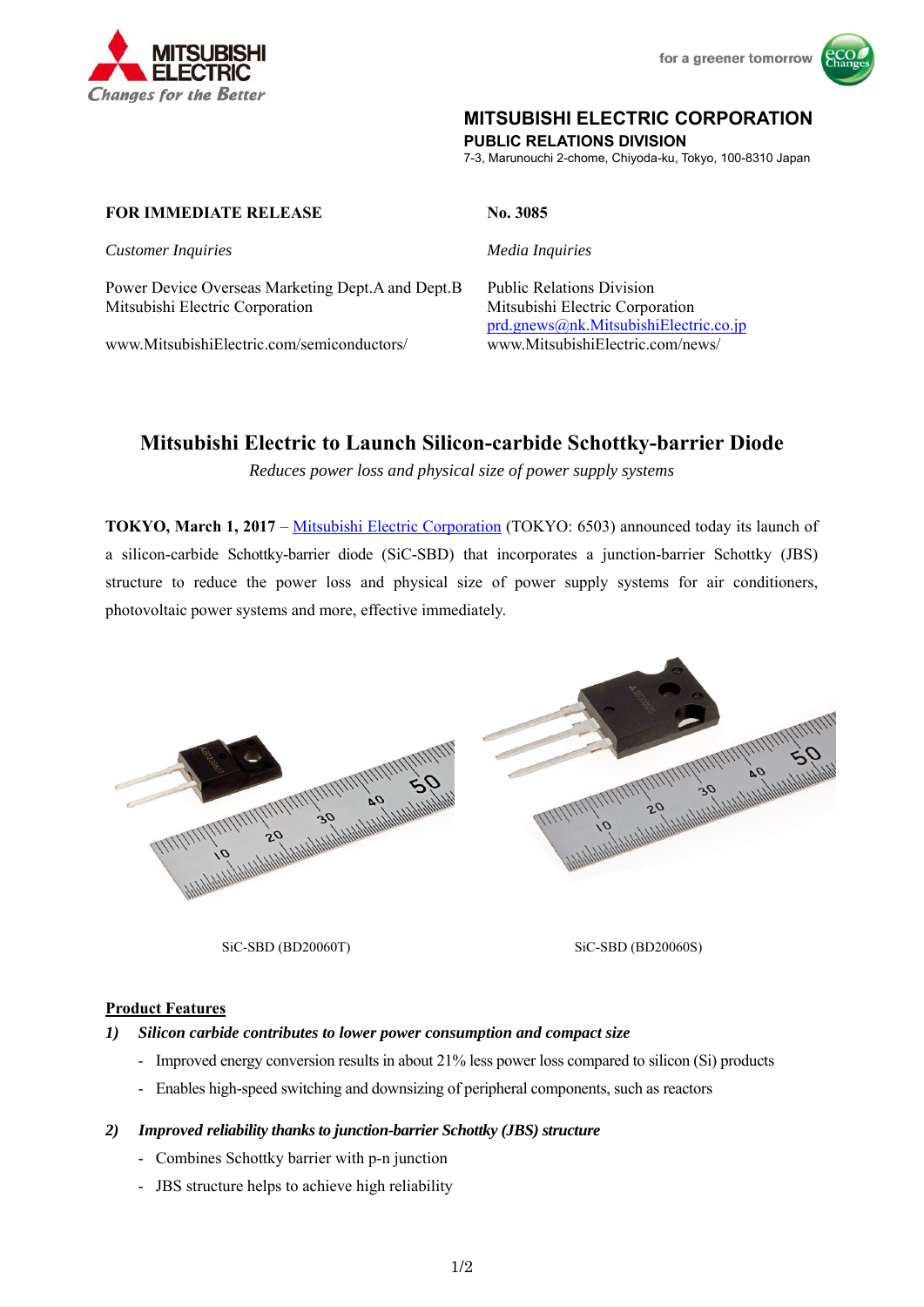**MITSUBISHI ELECTRIC**
*Changes for the Better*

for a greener tomorrow

**MITSUBISHI ELECTRIC CORPORATION**
**PUBLIC RELATIONS DIVISION**
7-3, Marunouchi 2-chome, Chiyoda-ku, Tokyo, 100-8310 Japan

**FOR IMMEDIATE RELEASE** **No. 3085**

*Customer Inquiries*

Power Device Overseas Marketing Dept.A and Dept.B
Mitsubishi Electric Corporation

www.MitsubishiElectric.com/semiconductors/

*Media Inquiries*

Public Relations Division
Mitsubishi Electric Corporation
prd.gnews@nk.MitsubishiElectric.co.jp
www.MitsubishiElectric.com/news/

# Mitsubishi Electric to Launch Silicon-carbide Schottky-barrier Diode

*Reduces power loss and physical size of power supply systems*

**TOKYO, March 1, 2017** – Mitsubishi Electric Corporation (TOKYO: 6503) announced today its launch of a silicon-carbide Schottky-barrier diode (SiC-SBD) that incorporates a junction-barrier Schottky (JBS) structure to reduce the power loss and physical size of power supply systems for air conditioners, photovoltaic power systems and more, effective immediately.

SiC-SBD (BD20060T)

SiC-SBD (BD20060S)

## Product Features

***1) Silicon carbide contributes to lower power consumption and compact size***

- Improved energy conversion results in about 21% less power loss compared to silicon (Si) products
- Enables high-speed switching and downsizing of peripheral components, such as reactors

***2) Improved reliability thanks to junction-barrier Schottky (JBS) structure***

- Combines Schottky barrier with p-n junction
- JBS structure helps to achieve high reliability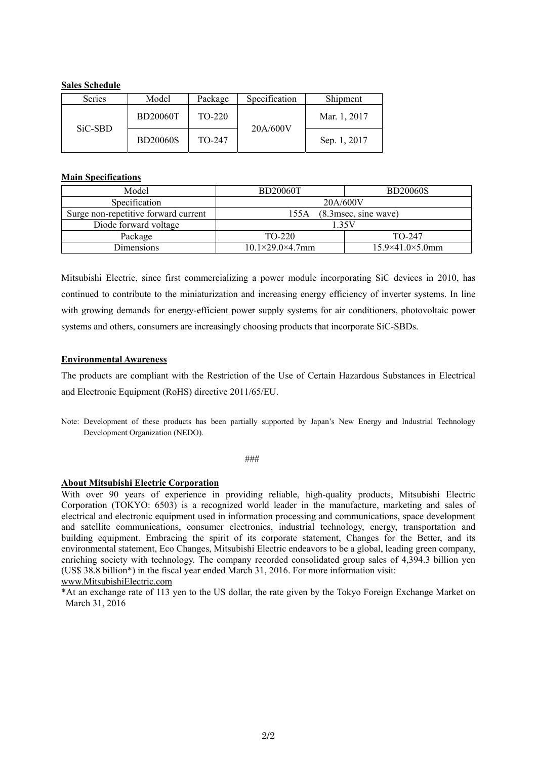**Sales Schedule**

| Series | Model | Package | Specification | Shipment |
|---|---|---|---|---|
| SiC-SBD | BD20060T | TO-220 | 20A/600V | Mar. 1, 2017 |
| | BD20060S | TO-247 | | Sep. 1, 2017 |

**Main Specifications**

| Model | BD20060T | BD20060S |
|---|---|---|
| Specification | 20A/600V | |
| Surge non-repetitive forward current | 155A (8.3msec, sine wave) | |
| Diode forward voltage | 1.35V | |
| Package | TO-220 | TO-247 |
| Dimensions | 10.1×29.0×4.7mm | 15.9×41.0×5.0mm |

Mitsubishi Electric, since first commercializing a power module incorporating SiC devices in 2010, has continued to contribute to the miniaturization and increasing energy efficiency of inverter systems. In line with growing demands for energy-efficient power supply systems for air conditioners, photovoltaic power systems and others, consumers are increasingly choosing products that incorporate SiC-SBDs.

**Environmental Awareness**

The products are compliant with the Restriction of the Use of Certain Hazardous Substances in Electrical and Electronic Equipment (RoHS) directive 2011/65/EU.

Note: Development of these products has been partially supported by Japan's New Energy and Industrial Technology Development Organization (NEDO).

###

**About Mitsubishi Electric Corporation**

With over 90 years of experience in providing reliable, high-quality products, Mitsubishi Electric Corporation (TOKYO: 6503) is a recognized world leader in the manufacture, marketing and sales of electrical and electronic equipment used in information processing and communications, space development and satellite communications, consumer electronics, industrial technology, energy, transportation and building equipment. Embracing the spirit of its corporate statement, Changes for the Better, and its environmental statement, Eco Changes, Mitsubishi Electric endeavors to be a global, leading green company, enriching society with technology. The company recorded consolidated group sales of 4,394.3 billion yen (US$ 38.8 billion*) in the fiscal year ended March 31, 2016. For more information visit:
www.MitsubishiElectric.com

*At an exchange rate of 113 yen to the US dollar, the rate given by the Tokyo Foreign Exchange Market on March 31, 2016